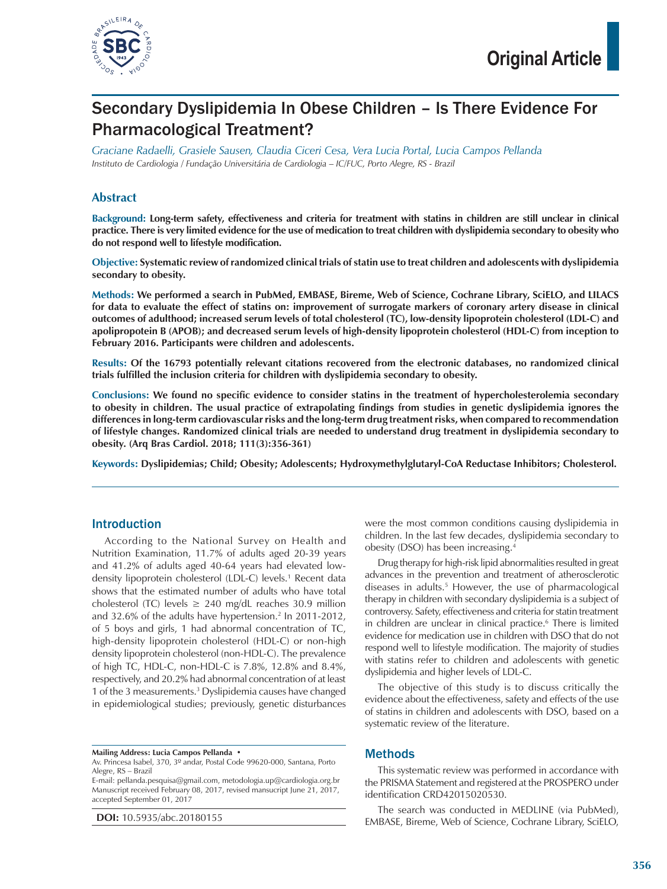# Secondary Dyslipidemia In Obese Children – Is There Evidence For Pharmacological Treatment?

*Graciane Radaelli, Grasiele Sausen, Claudia Ciceri Cesa, Vera Lucia Portal, Lucia Campos Pellanda*
*Instituto de Cardiologia / Fundação Universitária de Cardiologia – IC/FUC, Porto Alegre, RS - Brazil*

## Abstract

**Background: Long-term safety, effectiveness and criteria for treatment with statins in children are still unclear in clinical practice. There is very limited evidence for the use of medication to treat children with dyslipidemia secondary to obesity who do not respond well to lifestyle modification.**

**Objective: Systematic review of randomized clinical trials of statin use to treat children and adolescents with dyslipidemia secondary to obesity.**

**Methods: We performed a search in PubMed, EMBASE, Bireme, Web of Science, Cochrane Library, SciELO, and LILACS for data to evaluate the effect of statins on: improvement of surrogate markers of coronary artery disease in clinical outcomes of adulthood; increased serum levels of total cholesterol (TC), low-density lipoprotein cholesterol (LDL-C) and apolipopotein B (APOB); and decreased serum levels of high-density lipoprotein cholesterol (HDL-C) from inception to February 2016. Participants were children and adolescents.**

**Results: Of the 16793 potentially relevant citations recovered from the electronic databases, no randomized clinical trials fulfilled the inclusion criteria for children with dyslipidemia secondary to obesity.**

**Conclusions: We found no specific evidence to consider statins in the treatment of hypercholesterolemia secondary to obesity in children. The usual practice of extrapolating findings from studies in genetic dyslipidemia ignores the differences in long-term cardiovascular risks and the long-term drug treatment risks, when compared to recommendation of lifestyle changes. Randomized clinical trials are needed to understand drug treatment in dyslipidemia secondary to obesity. (Arq Bras Cardiol. 2018; 111(3):356-361)**

**Keywords: Dyslipidemias; Child; Obesity; Adolescents; Hydroxymethylglutaryl-CoA Reductase Inhibitors; Cholesterol.**

## Introduction

According to the National Survey on Health and Nutrition Examination, 11.7% of adults aged 20-39 years and 41.2% of adults aged 40-64 years had elevated low-density lipoprotein cholesterol (LDL-C) levels.[1] Recent data shows that the estimated number of adults who have total cholesterol (TC) levels ≥ 240 mg/dL reaches 30.9 million and 32.6% of the adults have hypertension.[2] In 2011-2012, of 5 boys and girls, 1 had abnormal concentration of TC, high-density lipoprotein cholesterol (HDL-C) or non-high density lipoprotein cholesterol (non-HDL-C). The prevalence of high TC, HDL-C, non-HDL-C is 7.8%, 12.8% and 8.4%, respectively, and 20.2% had abnormal concentration of at least 1 of the 3 measurements.[3] Dyslipidemia causes have changed in epidemiological studies; previously, genetic disturbances were the most common conditions causing dyslipidemia in children. In the last few decades, dyslipidemia secondary to obesity (DSO) has been increasing.[4]

Drug therapy for high-risk lipid abnormalities resulted in great advances in the prevention and treatment of atherosclerotic diseases in adults.[5] However, the use of pharmacological therapy in children with secondary dyslipidemia is a subject of controversy. Safety, effectiveness and criteria for statin treatment in children are unclear in clinical practice.[6] There is limited evidence for medication use in children with DSO that do not respond well to lifestyle modification. The majority of studies with statins refer to children and adolescents with genetic dyslipidemia and higher levels of LDL-C.

The objective of this study is to discuss critically the evidence about the effectiveness, safety and effects of the use of statins in children and adolescents with DSO, based on a systematic review of the literature.

## Methods

This systematic review was performed in accordance with the PRISMA Statement and registered at the PROSPERO under identification CRD42015020530.

The search was conducted in MEDLINE (via PubMed), EMBASE, Bireme, Web of Science, Cochrane Library, SciELO,

**Mailing Address: Lucia Campos Pellanda •**
Av. Princesa Isabel, 370, 3º andar, Postal Code 99620-000, Santana, Porto Alegre, RS – Brazil
E-mail: pellanda.pesquisa@gmail.com, metodologia.up@cardiologia.org.br
Manuscript received February 08, 2017, revised mansucript June 21, 2017, accepted September 01, 2017

**DOI:** 10.5935/abc.20180155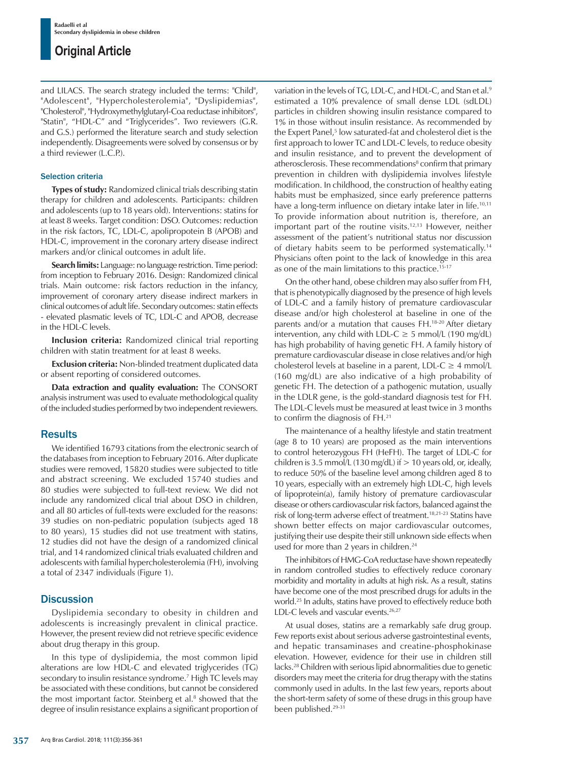and LILACS. The search strategy included the terms: "Child", "Adolescent", "Hypercholesterolemia", "Dyslipidemias", "Cholesterol", "Hydroxymethylglutaryl-Coa reductase inhibitors", "Statin", "HDL-C" and "Triglycerides". Two reviewers (G.R. and G.S.) performed the literature search and study selection independently. Disagreements were solved by consensus or by a third reviewer (L.C.P.).

### Selection criteria

**Types of study:** Randomized clinical trials describing statin therapy for children and adolescents. Participants: children and adolescents (up to 18 years old). Interventions: statins for at least 8 weeks. Target condition: DSO. Outcomes: reduction in the risk factors, TC, LDL-C, apolipropotein B (APOB) and HDL-C, improvement in the coronary artery disease indirect markers and/or clinical outcomes in adult life.

**Search limits:** Language: no language restriction. Time period: from inception to February 2016. Design: Randomized clinical trials. Main outcome: risk factors reduction in the infancy, improvement of coronary artery disease indirect markers in clinical outcomes of adult life. Secondary outcomes: statin effects - elevated plasmatic levels of TC, LDL-C and APOB, decrease in the HDL-C levels.

**Inclusion criteria:** Randomized clinical trial reporting children with statin treatment for at least 8 weeks.

**Exclusion criteria:** Non-blinded treatment duplicated data or absent reporting of considered outcomes.

**Data extraction and quality evaluation:** The CONSORT analysis instrument was used to evaluate methodological quality of the included studies performed by two independent reviewers.

## Results

We identified 16793 citations from the electronic search of the databases from inception to February 2016. After duplicate studies were removed, 15820 studies were subjected to title and abstract screening. We excluded 15740 studies and 80 studies were subjected to full-text review. We did not include any randomized clical trial about DSO in children, and all 80 articles of full-texts were excluded for the reasons: 39 studies on non-pediatric population (subjects aged 18 to 80 years), 15 studies did not use treatment with statins, 12 studies did not have the design of a randomized clinical trial, and 14 randomized clinical trials evaluated children and adolescents with familial hypercholesterolemia (FH), involving a total of 2347 individuals (Figure 1).

## Discussion

Dyslipidemia secondary to obesity in children and adolescents is increasingly prevalent in clinical practice. However, the present review did not retrieve specific evidence about drug therapy in this group.

In this type of dyslipidemia, the most common lipid alterations are low HDL-C and elevated triglycerides (TG) secondary to insulin resistance syndrome.[7] High TC levels may be associated with these conditions, but cannot be considered the most important factor. Steinberg et al.[8] showed that the degree of insulin resistance explains a significant proportion of variation in the levels of TG, LDL-C, and HDL-C, and Stan et al.[9] estimated a 10% prevalence of small dense LDL (sdLDL) particles in children showing insulin resistance compared to 1% in those without insulin resistance. As recommended by the Expert Panel,[5] low saturated-fat and cholesterol diet is the first approach to lower TC and LDL-C levels, to reduce obesity and insulin resistance, and to prevent the development of atherosclerosis. These recommendations[8] confirm that primary prevention in children with dyslipidemia involves lifestyle modification. In childhood, the construction of healthy eating habits must be emphasized, since early preference patterns have a long-term influence on dietary intake later in life.[10,11] To provide information about nutrition is, therefore, an important part of the routine visits.[12,13] However, neither assessment of the patient's nutritional status nor discussion of dietary habits seem to be performed systematically.[14] Physicians often point to the lack of knowledge in this area as one of the main limitations to this practice.[15-17]

On the other hand, obese children may also suffer from FH, that is phenotypically diagnosed by the presence of high levels of LDL-C and a family history of premature cardiovascular disease and/or high cholesterol at baseline in one of the parents and/or a mutation that causes FH.[18-20] After dietary intervention, any child with LDL-C ≥ 5 mmol/L (190 mg/dL) has high probability of having genetic FH. A family history of premature cardiovascular disease in close relatives and/or high cholesterol levels at baseline in a parent, LDL-C ≥ 4 mmol/L (160 mg/dL) are also indicative of a high probability of genetic FH. The detection of a pathogenic mutation, usually in the LDLR gene, is the gold-standard diagnosis test for FH. The LDL-C levels must be measured at least twice in 3 months to confirm the diagnosis of FH.[21]

The maintenance of a healthy lifestyle and statin treatment (age 8 to 10 years) are proposed as the main interventions to control heterozygous FH (HeFH). The target of LDL-C for children is 3.5 mmol/L (130 mg/dL) if > 10 years old, or, ideally, to reduce 50% of the baseline level among children aged 8 to 10 years, especially with an extremely high LDL-C, high levels of lipoprotein(a), family history of premature cardiovascular disease or others cardiovascular risk factors, balanced against the risk of long-term adverse effect of treatment.[18,21-23] Statins have shown better effects on major cardiovascular outcomes, justifying their use despite their still unknown side effects when used for more than 2 years in children.[24]

The inhibitors of HMG-CoA reductase have shown repeatedly in random controlled studies to effectively reduce coronary morbidity and mortality in adults at high risk. As a result, statins have become one of the most prescribed drugs for adults in the world.[25] In adults, statins have proved to effectively reduce both LDL-C levels and vascular events.[26,27]

At usual doses, statins are a remarkably safe drug group. Few reports exist about serious adverse gastrointestinal events, and hepatic transaminases and creatine-phosphokinase elevation. However, evidence for their use in children still lacks.[28] Children with serious lipid abnormalities due to genetic disorders may meet the criteria for drug therapy with the statins commonly used in adults. In the last few years, reports about the short-term safety of some of these drugs in this group have been published.[29-31]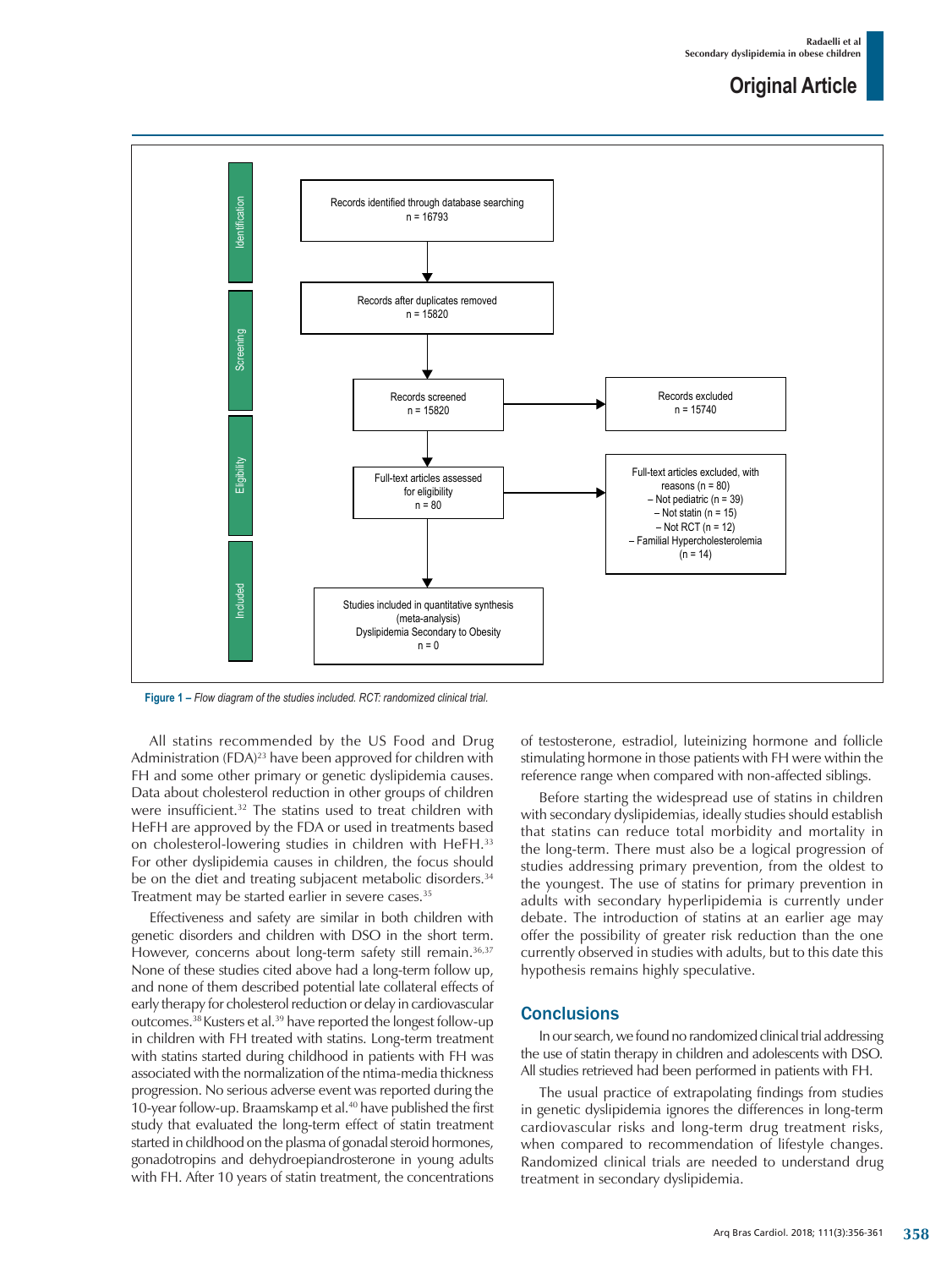Identification

Records identified through database searching
n = 16793

Screening

Records after duplicates removed
n = 15820

Records screened
n = 15820

Records excluded
n = 15740

Eligibility

Full-text articles assessed for eligibility
n = 80

Full-text articles excluded, with reasons (n = 80)
– Not pediatric (n = 39)
– Not statin (n = 15)
– Not RCT (n = 12)
– Familial Hypercholesterolemia (n = 14)

Included

Studies included in quantitative synthesis (meta-analysis)
Dyslipidemia Secondary to Obesity
n = 0

**Figure 1 –** *Flow diagram of the studies included. RCT: randomized clinical trial.*

All statins recommended by the US Food and Drug Administration (FDA)[23] have been approved for children with FH and some other primary or genetic dyslipidemia causes. Data about cholesterol reduction in other groups of children were insufficient.[32] The statins used to treat children with HeFH are approved by the FDA or used in treatments based on cholesterol-lowering studies in children with HeFH.[33] For other dyslipidemia causes in children, the focus should be on the diet and treating subjacent metabolic disorders.[34] Treatment may be started earlier in severe cases.[35]

Effectiveness and safety are similar in both children with genetic disorders and children with DSO in the short term. However, concerns about long-term safety still remain.[36,37] None of these studies cited above had a long-term follow up, and none of them described potential late collateral effects of early therapy for cholesterol reduction or delay in cardiovascular outcomes.[38] Kusters et al.[39] have reported the longest follow-up in children with FH treated with statins. Long-term treatment with statins started during childhood in patients with FH was associated with the normalization of the ntima-media thickness progression. No serious adverse event was reported during the 10-year follow-up. Braamskamp et al.[40] have published the first study that evaluated the long-term effect of statin treatment started in childhood on the plasma of gonadal steroid hormones, gonadotropins and dehydroepiandrosterone in young adults with FH. After 10 years of statin treatment, the concentrations of testosterone, estradiol, luteinizing hormone and follicle stimulating hormone in those patients with FH were within the reference range when compared with non-affected siblings.

Before starting the widespread use of statins in children with secondary dyslipidemias, ideally studies should establish that statins can reduce total morbidity and mortality in the long-term. There must also be a logical progression of studies addressing primary prevention, from the oldest to the youngest. The use of statins for primary prevention in adults with secondary hyperlipidemia is currently under debate. The introduction of statins at an earlier age may offer the possibility of greater risk reduction than the one currently observed in studies with adults, but to this date this hypothesis remains highly speculative.

## Conclusions

In our search, we found no randomized clinical trial addressing the use of statin therapy in children and adolescents with DSO. All studies retrieved had been performed in patients with FH.

The usual practice of extrapolating findings from studies in genetic dyslipidemia ignores the differences in long-term cardiovascular risks and long-term drug treatment risks, when compared to recommendation of lifestyle changes. Randomized clinical trials are needed to understand drug treatment in secondary dyslipidemia.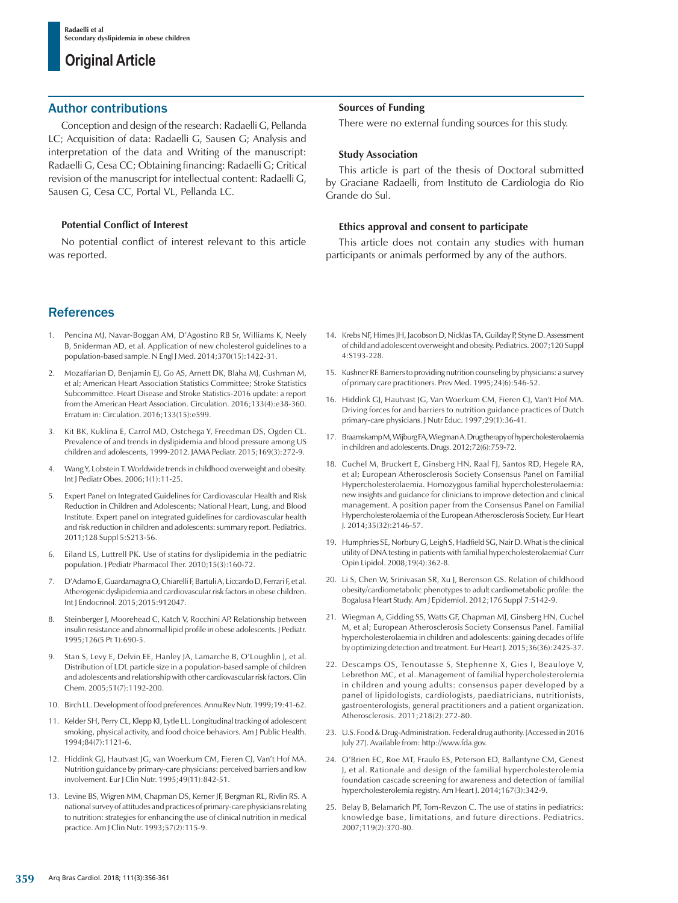## Author contributions

Conception and design of the research: Radaelli G, Pellanda LC; Acquisition of data: Radaelli G, Sausen G; Analysis and interpretation of the data and Writing of the manuscript: Radaelli G, Cesa CC; Obtaining financing: Radaelli G; Critical revision of the manuscript for intellectual content: Radaelli G, Sausen G, Cesa CC, Portal VL, Pellanda LC.

### Potential Conflict of Interest

No potential conflict of interest relevant to this article was reported.

### Sources of Funding

There were no external funding sources for this study.

### Study Association

This article is part of the thesis of Doctoral submitted by Graciane Radaelli, from Instituto de Cardiologia do Rio Grande do Sul.

### Ethics approval and consent to participate

This article does not contain any studies with human participants or animals performed by any of the authors.

## References

1. Pencina MJ, Navar-Boggan AM, D'Agostino RB Sr, Williams K, Neely B, Sniderman AD, et al. Application of new cholesterol guidelines to a population-based sample. N Engl J Med. 2014;370(15):1422-31.
2. Mozaffarian D, Benjamin EJ, Go AS, Arnett DK, Blaha MJ, Cushman M, et al; American Heart Association Statistics Committee; Stroke Statistics Subcommittee. Heart Disease and Stroke Statistics-2016 update: a report from the American Heart Association. Circulation. 2016;133(4):e38-360. Erratum in: Circulation. 2016;133(15):e599.
3. Kit BK, Kuklina E, Carrol MD, Ostchega Y, Freedman DS, Ogden CL. Prevalence of and trends in dyslipidemia and blood pressure among US children and adolescents, 1999-2012. JAMA Pediatr. 2015;169(3):272-9.
4. Wang Y, Lobstein T. Worldwide trends in childhood overweight and obesity. Int J Pediatr Obes. 2006;1(1):11-25.
5. Expert Panel on Integrated Guidelines for Cardiovascular Health and Risk Reduction in Children and Adolescents; National Heart, Lung, and Blood Institute. Expert panel on integrated guidelines for cardiovascular health and risk reduction in children and adolescents: summary report. Pediatrics. 2011;128 Suppl 5:S213-56.
6. Eiland LS, Luttrell PK. Use of statins for dyslipidemia in the pediatric population. J Pediatr Pharmacol Ther. 2010;15(3):160-72.
7. D'Adamo E, Guardamagna O, Chiarelli F, Bartuli A, Liccardo D, Ferrari F, et al. Atherogenic dyslipidemia and cardiovascular risk factors in obese children. Int J Endocrinol. 2015;2015:912047.
8. Steinberger J, Moorehead C, Katch V, Rocchini AP. Relationship between insulin resistance and abnormal lipid profile in obese adolescents. J Pediatr. 1995;126(5 Pt 1):690-5.
9. Stan S, Levy E, Delvin EE, Hanley JA, Lamarche B, O'Loughlin J, et al. Distribution of LDL particle size in a population-based sample of children and adolescents and relationship with other cardiovascular risk factors. Clin Chem. 2005;51(7):1192-200.
10. Birch LL. Development of food preferences. Annu Rev Nutr. 1999;19:41-62.
11. Kelder SH, Perry CL, Klepp KI, Lytle LL. Longitudinal tracking of adolescent smoking, physical activity, and food choice behaviors. Am J Public Health. 1994;84(7):1121-6.
12. Hiddink GJ, Hautvast JG, van Woerkum CM, Fieren CJ, Van't Hof MA. Nutrition guidance by primary-care physicians: perceived barriers and low involvement. Eur J Clin Nutr. 1995;49(11):842-51.
13. Levine BS, Wigren MM, Chapman DS, Kerner JF, Bergman RL, Rivlin RS. A national survey of attitudes and practices of primary-care physicians relating to nutrition: strategies for enhancing the use of clinical nutrition in medical practice. Am J Clin Nutr. 1993;57(2):115-9.
14. Krebs NF, Himes JH, Jacobson D, Nicklas TA, Guilday P, Styne D. Assessment of child and adolescent overweight and obesity. Pediatrics. 2007;120 Suppl 4:S193-228.
15. Kushner RF. Barriers to providing nutrition counseling by physicians: a survey of primary care practitioners. Prev Med. 1995;24(6):546-52.
16. Hiddink GJ, Hautvast JG, Van Woerkum CM, Fieren CJ, Van't Hof MA. Driving forces for and barriers to nutrition guidance practices of Dutch primary-care physicians. J Nutr Educ. 1997;29(1):36-41.
17. Braamskamp M, Wijburg FA, Wiegman A. Drug therapy of hypercholesterolaemia in children and adolescents. Drugs. 2012;72(6):759-72.
18. Cuchel M, Bruckert E, Ginsberg HN, Raal FJ, Santos RD, Hegele RA, et al; European Atherosclerosis Society Consensus Panel on Familial Hypercholesterolaemia. Homozygous familial hypercholesterolaemia: new insights and guidance for clinicians to improve detection and clinical management. A position paper from the Consensus Panel on Familial Hypercholesterolaemia of the European Atherosclerosis Society. Eur Heart J. 2014;35(32):2146-57.
19. Humphries SE, Norbury G, Leigh S, Hadfield SG, Nair D. What is the clinical utility of DNA testing in patients with familial hypercholesterolaemia? Curr Opin Lipidol. 2008;19(4):362-8.
20. Li S, Chen W, Srinivasan SR, Xu J, Berenson GS. Relation of childhood obesity/cardiometabolic phenotypes to adult cardiometabolic profile: the Bogalusa Heart Study. Am J Epidemiol. 2012;176 Suppl 7:S142-9.
21. Wiegman A, Gidding SS, Watts GF, Chapman MJ, Ginsberg HN, Cuchel M, et al; European Atherosclerosis Society Consensus Panel. Familial hypercholesterolaemia in children and adolescents: gaining decades of life by optimizing detection and treatment. Eur Heart J. 2015;36(36):2425-37.
22. Descamps OS, Tenoutasse S, Stephenne X, Gies I, Beauloye V, Lebrethon MC, et al. Management of familial hypercholesterolemia in children and young adults: consensus paper developed by a panel of lipidologists, cardiologists, paediatricians, nutritionists, gastroenterologists, general practitioners and a patient organization. Atherosclerosis. 2011;218(2):272-80.
23. U.S. Food & Drug-Administration. Federal drug authority. [Accessed in 2016 July 27]. Available from: http://www.fda.gov.
24. O'Brien EC, Roe MT, Fraulo ES, Peterson ED, Ballantyne CM, Genest J, et al. Rationale and design of the familial hypercholesterolemia foundation cascade screening for awareness and detection of familial hypercholesterolemia registry. Am Heart J. 2014;167(3):342-9.
25. Belay B, Belamarich PF, Tom-Revzon C. The use of statins in pediatrics: knowledge base, limitations, and future directions. Pediatrics. 2007;119(2):370-80.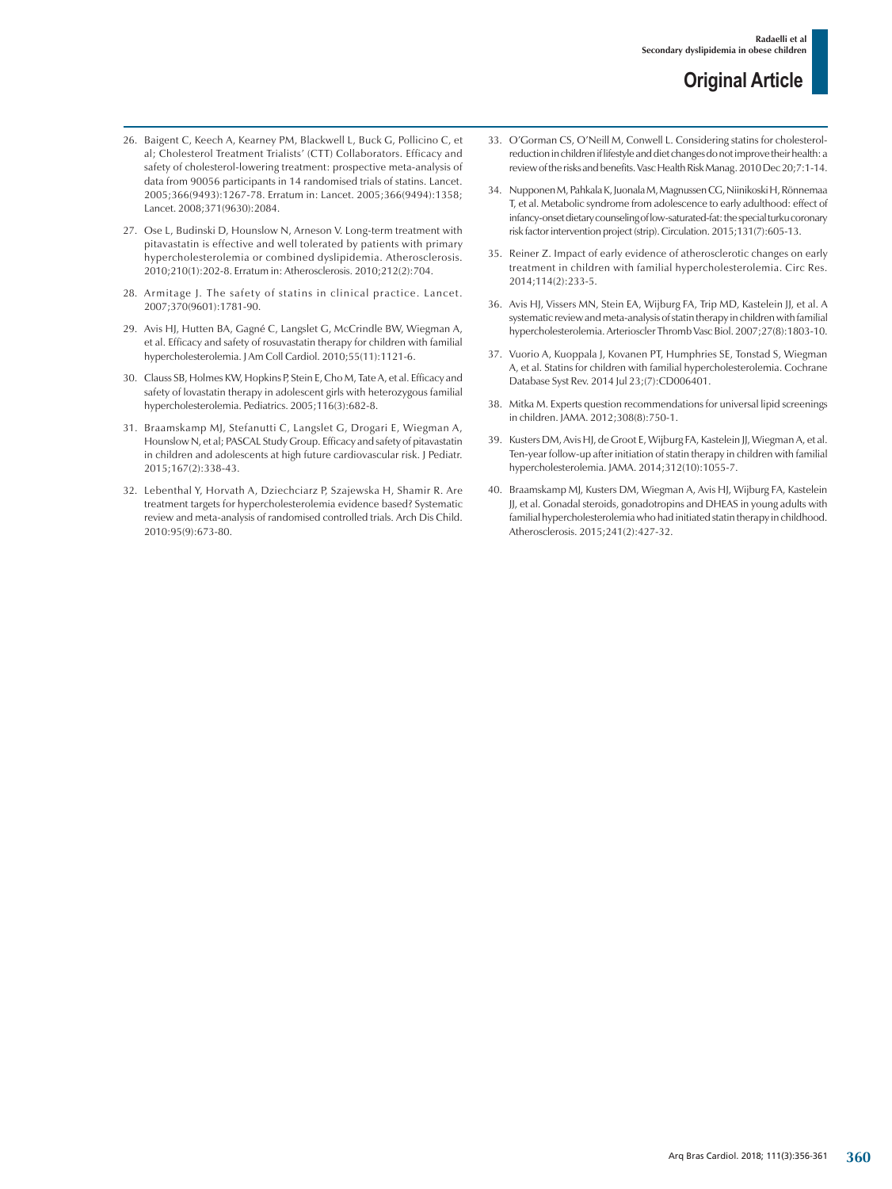26. Baigent C, Keech A, Kearney PM, Blackwell L, Buck G, Pollicino C, et al; Cholesterol Treatment Trialists' (CTT) Collaborators. Efficacy and safety of cholesterol-lowering treatment: prospective meta-analysis of data from 90056 participants in 14 randomised trials of statins. Lancet. 2005;366(9493):1267-78. Erratum in: Lancet. 2005;366(9494):1358; Lancet. 2008;371(9630):2084.

27. Ose L, Budinski D, Hounslow N, Arneson V. Long-term treatment with pitavastatin is effective and well tolerated by patients with primary hypercholesterolemia or combined dyslipidemia. Atherosclerosis. 2010;210(1):202-8. Erratum in: Atherosclerosis. 2010;212(2):704.

28. Armitage J. The safety of statins in clinical practice. Lancet. 2007;370(9601):1781-90.

29. Avis HJ, Hutten BA, Gagné C, Langslet G, McCrindle BW, Wiegman A, et al. Efficacy and safety of rosuvastatin therapy for children with familial hypercholesterolemia. J Am Coll Cardiol. 2010;55(11):1121-6.

30. Clauss SB, Holmes KW, Hopkins P, Stein E, Cho M, Tate A, et al. Efficacy and safety of lovastatin therapy in adolescent girls with heterozygous familial hypercholesterolemia. Pediatrics. 2005;116(3):682-8.

31. Braamskamp MJ, Stefanutti C, Langslet G, Drogari E, Wiegman A, Hounslow N, et al; PASCAL Study Group. Efficacy and safety of pitavastatin in children and adolescents at high future cardiovascular risk. J Pediatr. 2015;167(2):338-43.

32. Lebenthal Y, Horvath A, Dziechciarz P, Szajewska H, Shamir R. Are treatment targets for hypercholesterolemia evidence based? Systematic review and meta-analysis of randomised controlled trials. Arch Dis Child. 2010:95(9):673-80.

33. O'Gorman CS, O'Neill M, Conwell L. Considering statins for cholesterol-reduction in children if lifestyle and diet changes do not improve their health: a review of the risks and benefits. Vasc Health Risk Manag. 2010 Dec 20;7:1-14.

34. Nupponen M, Pahkala K, Juonala M, Magnussen CG, Niinikoski H, Rönnemaa T, et al. Metabolic syndrome from adolescence to early adulthood: effect of infancy-onset dietary counseling of low-saturated-fat: the special turku coronary risk factor intervention project (strip). Circulation. 2015;131(7):605-13.

35. Reiner Z. Impact of early evidence of atherosclerotic changes on early treatment in children with familial hypercholesterolemia. Circ Res. 2014;114(2):233-5.

36. Avis HJ, Vissers MN, Stein EA, Wijburg FA, Trip MD, Kastelein JJ, et al. A systematic review and meta-analysis of statin therapy in children with familial hypercholesterolemia. Arterioscler Thromb Vasc Biol. 2007;27(8):1803-10.

37. Vuorio A, Kuoppala J, Kovanen PT, Humphries SE, Tonstad S, Wiegman A, et al. Statins for children with familial hypercholesterolemia. Cochrane Database Syst Rev. 2014 Jul 23;(7):CD006401.

38. Mitka M. Experts question recommendations for universal lipid screenings in children. JAMA. 2012;308(8):750-1.

39. Kusters DM, Avis HJ, de Groot E, Wijburg FA, Kastelein JJ, Wiegman A, et al. Ten-year follow-up after initiation of statin therapy in children with familial hypercholesterolemia. JAMA. 2014;312(10):1055-7.

40. Braamskamp MJ, Kusters DM, Wiegman A, Avis HJ, Wijburg FA, Kastelein JJ, et al. Gonadal steroids, gonadotropins and DHEAS in young adults with familial hypercholesterolemia who had initiated statin therapy in childhood. Atherosclerosis. 2015;241(2):427-32.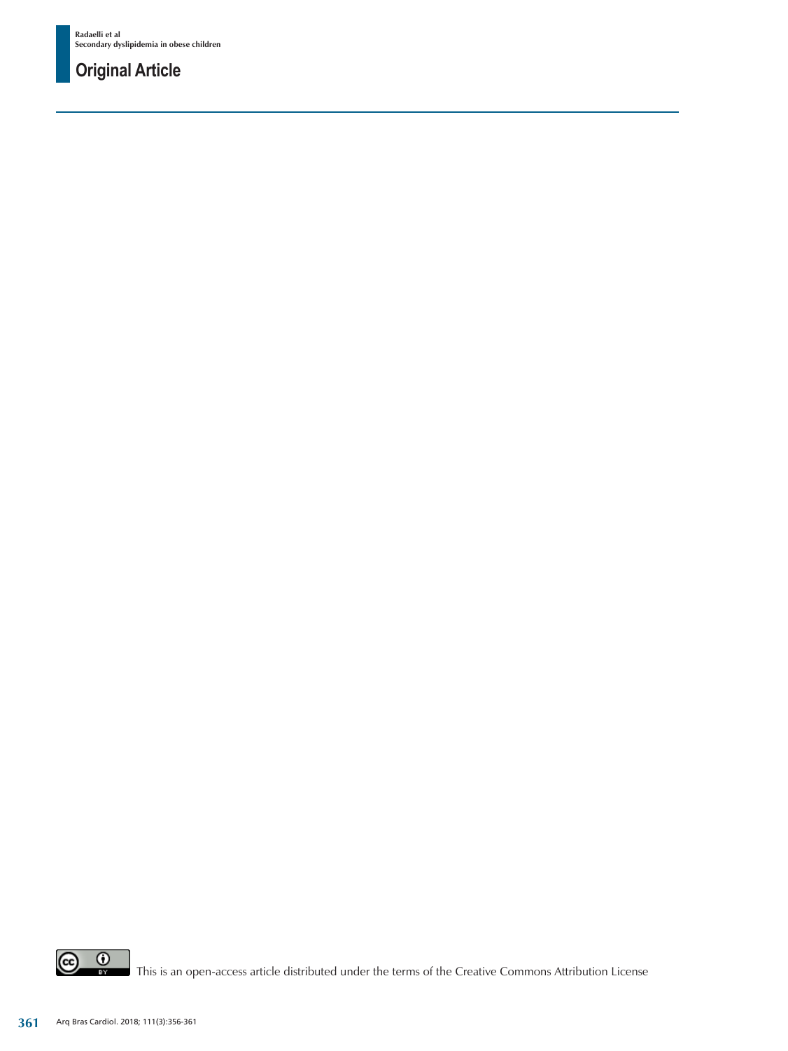This is an open-access article distributed under the terms of the Creative Commons Attribution License